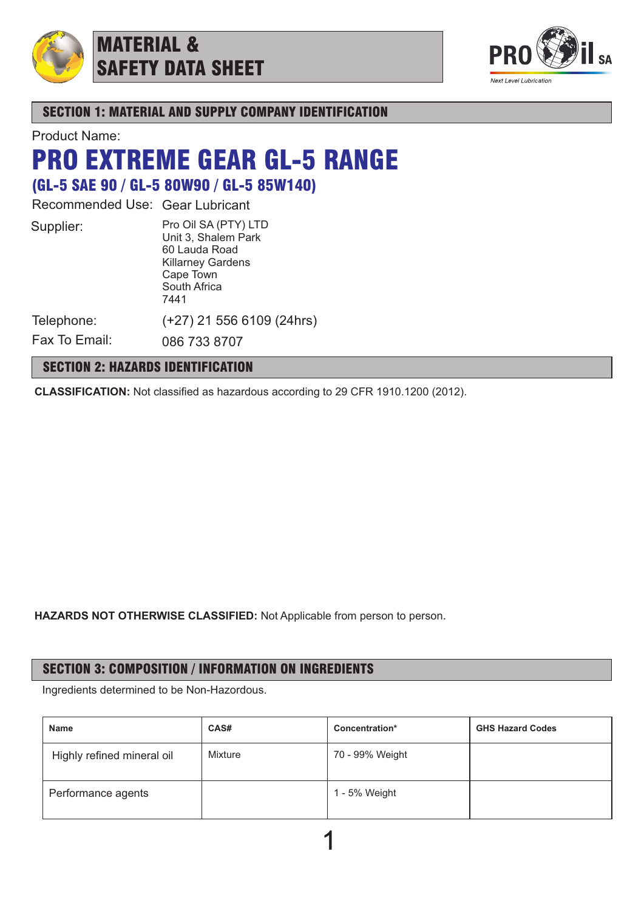# MATERIAL & SAFETY DATA SHEET

PRO il SA

*Next Level Lubrication*

## SECTION 1: MATERIAL AND SUPPLY COMPANY IDENTIFICATION

Product Name:

# PRO EXTREME GEAR GL-5 RANGE

### (GL-5 SAE 90 / GL-5 80W90 / GL-5 85W140)

Recommended Use: Gear Lubricant

Supplier:
Pro Oil SA (PTY) LTD
Unit 3, Shalem Park
60 Lauda Road
Killarney Gardens
Cape Town
South Africa
7441

Telephone: (+27) 21 556 6109 (24hrs)

Fax To Email: 086 733 8707

## SECTION 2: HAZARDS IDENTIFICATION

**CLASSIFICATION:** Not classified as hazardous according to 29 CFR 1910.1200 (2012).

**HAZARDS NOT OTHERWISE CLASSIFIED:** Not Applicable from person to person.

## SECTION 3: COMPOSITION / INFORMATION ON INGREDIENTS

Ingredients determined to be Non-Hazordous.

| Name | CAS# | Concentration* | GHS Hazard Codes |
|---|---|---|---|
| Highly refined mineral oil | Mixture | 70 - 99% Weight | |
| Performance agents | | 1 - 5% Weight | |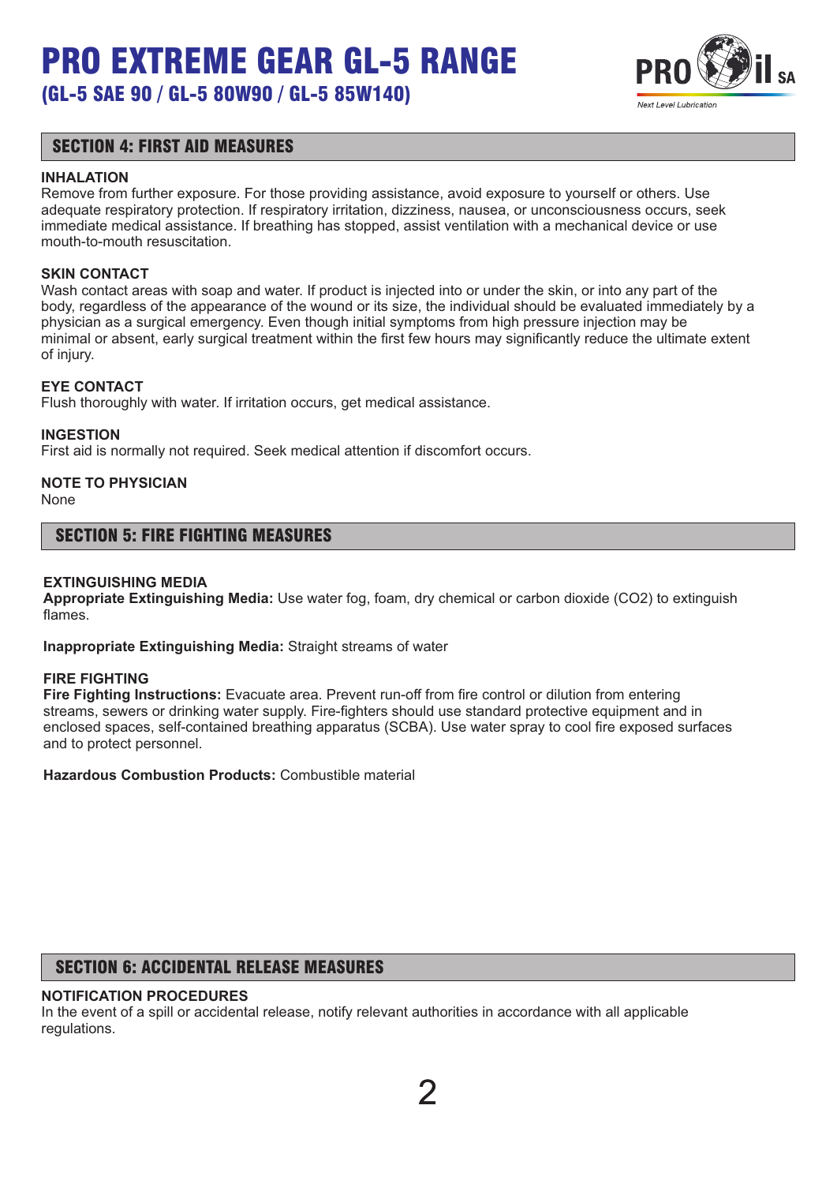## SECTION 4: FIRST AID MEASURES

**INHALATION**
Remove from further exposure. For those providing assistance, avoid exposure to yourself or others. Use adequate respiratory protection. If respiratory irritation, dizziness, nausea, or unconsciousness occurs, seek immediate medical assistance. If breathing has stopped, assist ventilation with a mechanical device or use mouth-to-mouth resuscitation.

**SKIN CONTACT**
Wash contact areas with soap and water. If product is injected into or under the skin, or into any part of the body, regardless of the appearance of the wound or its size, the individual should be evaluated immediately by a physician as a surgical emergency. Even though initial symptoms from high pressure injection may be minimal or absent, early surgical treatment within the first few hours may significantly reduce the ultimate extent of injury.

**EYE CONTACT**
Flush thoroughly with water. If irritation occurs, get medical assistance.

**INGESTION**
First aid is normally not required. Seek medical attention if discomfort occurs.

**NOTE TO PHYSICIAN**
None

## SECTION 5: FIRE FIGHTING MEASURES

**EXTINGUISHING MEDIA**
**Appropriate Extinguishing Media:** Use water fog, foam, dry chemical or carbon dioxide ($CO_2$) to extinguish flames.

**Inappropriate Extinguishing Media:** Straight streams of water

**FIRE FIGHTING**
**Fire Fighting Instructions:** Evacuate area. Prevent run-off from fire control or dilution from entering streams, sewers or drinking water supply. Fire-fighters should use standard protective equipment and in enclosed spaces, self-contained breathing apparatus (SCBA). Use water spray to cool fire exposed surfaces and to protect personnel.

**Hazardous Combustion Products:** Combustible material

## SECTION 6: ACCIDENTAL RELEASE MEASURES

**NOTIFICATION PROCEDURES**
In the event of a spill or accidental release, notify relevant authorities in accordance with all applicable regulations.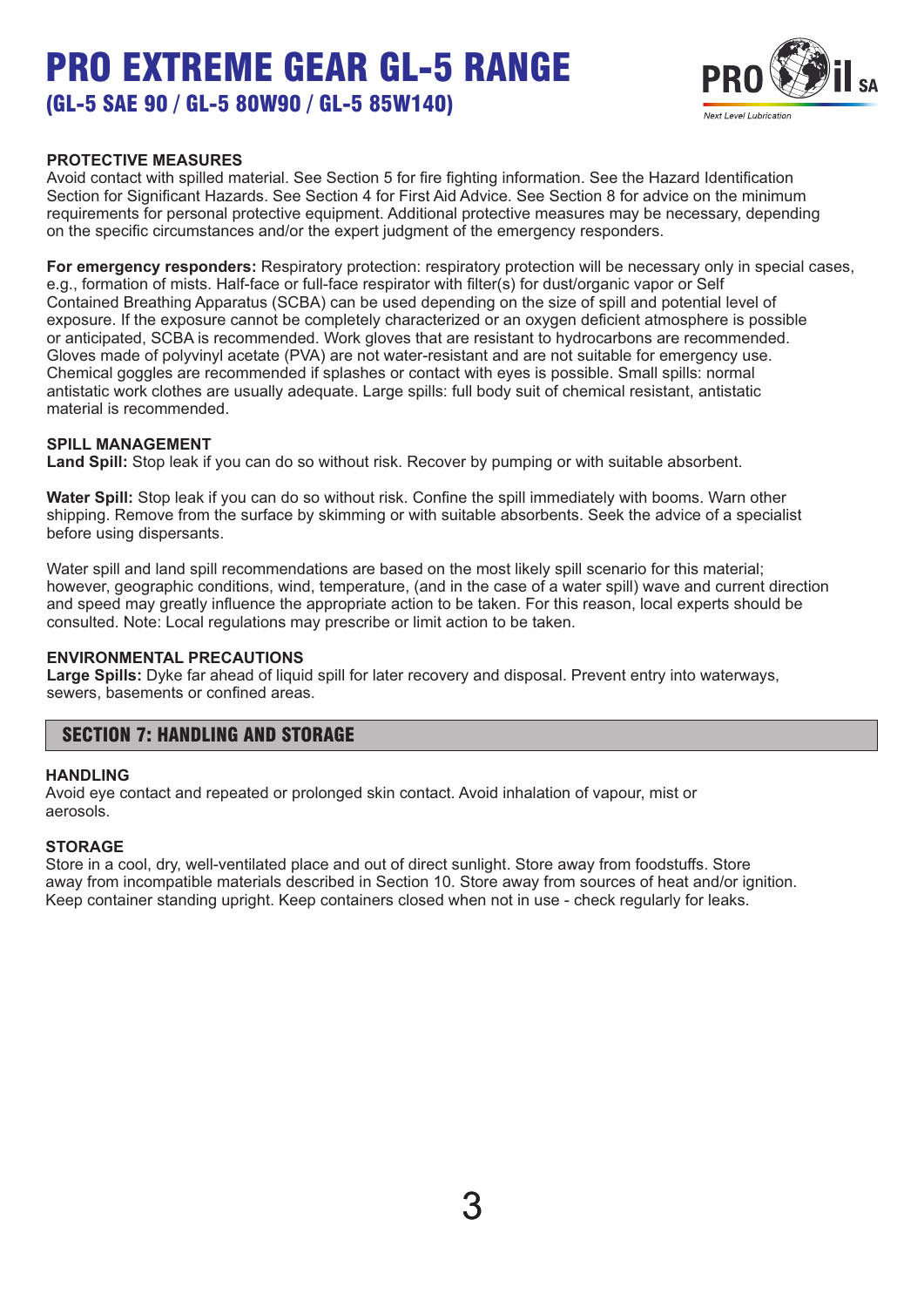### PROTECTIVE MEASURES

Avoid contact with spilled material. See Section 5 for fire fighting information. See the Hazard Identification Section for Significant Hazards. See Section 4 for First Aid Advice. See Section 8 for advice on the minimum requirements for personal protective equipment. Additional protective measures may be necessary, depending on the specific circumstances and/or the expert judgment of the emergency responders.

**For emergency responders:** Respiratory protection: respiratory protection will be necessary only in special cases, e.g., formation of mists. Half-face or full-face respirator with filter(s) for dust/organic vapor or Self Contained Breathing Apparatus (SCBA) can be used depending on the size of spill and potential level of exposure. If the exposure cannot be completely characterized or an oxygen deficient atmosphere is possible or anticipated, SCBA is recommended. Work gloves that are resistant to hydrocarbons are recommended. Gloves made of polyvinyl acetate (PVA) are not water-resistant and are not suitable for emergency use. Chemical goggles are recommended if splashes or contact with eyes is possible. Small spills: normal antistatic work clothes are usually adequate. Large spills: full body suit of chemical resistant, antistatic material is recommended.

### SPILL MANAGEMENT

**Land Spill:** Stop leak if you can do so without risk. Recover by pumping or with suitable absorbent.

**Water Spill:** Stop leak if you can do so without risk. Confine the spill immediately with booms. Warn other shipping. Remove from the surface by skimming or with suitable absorbents. Seek the advice of a specialist before using dispersants.

Water spill and land spill recommendations are based on the most likely spill scenario for this material; however, geographic conditions, wind, temperature, (and in the case of a water spill) wave and current direction and speed may greatly influence the appropriate action to be taken. For this reason, local experts should be consulted. Note: Local regulations may prescribe or limit action to be taken.

### ENVIRONMENTAL PRECAUTIONS

**Large Spills:** Dyke far ahead of liquid spill for later recovery and disposal. Prevent entry into waterways, sewers, basements or confined areas.

## SECTION 7: HANDLING AND STORAGE

### HANDLING

Avoid eye contact and repeated or prolonged skin contact. Avoid inhalation of vapour, mist or aerosols.

### STORAGE

Store in a cool, dry, well-ventilated place and out of direct sunlight. Store away from foodstuffs. Store away from incompatible materials described in Section 10. Store away from sources of heat and/or ignition. Keep container standing upright. Keep containers closed when not in use - check regularly for leaks.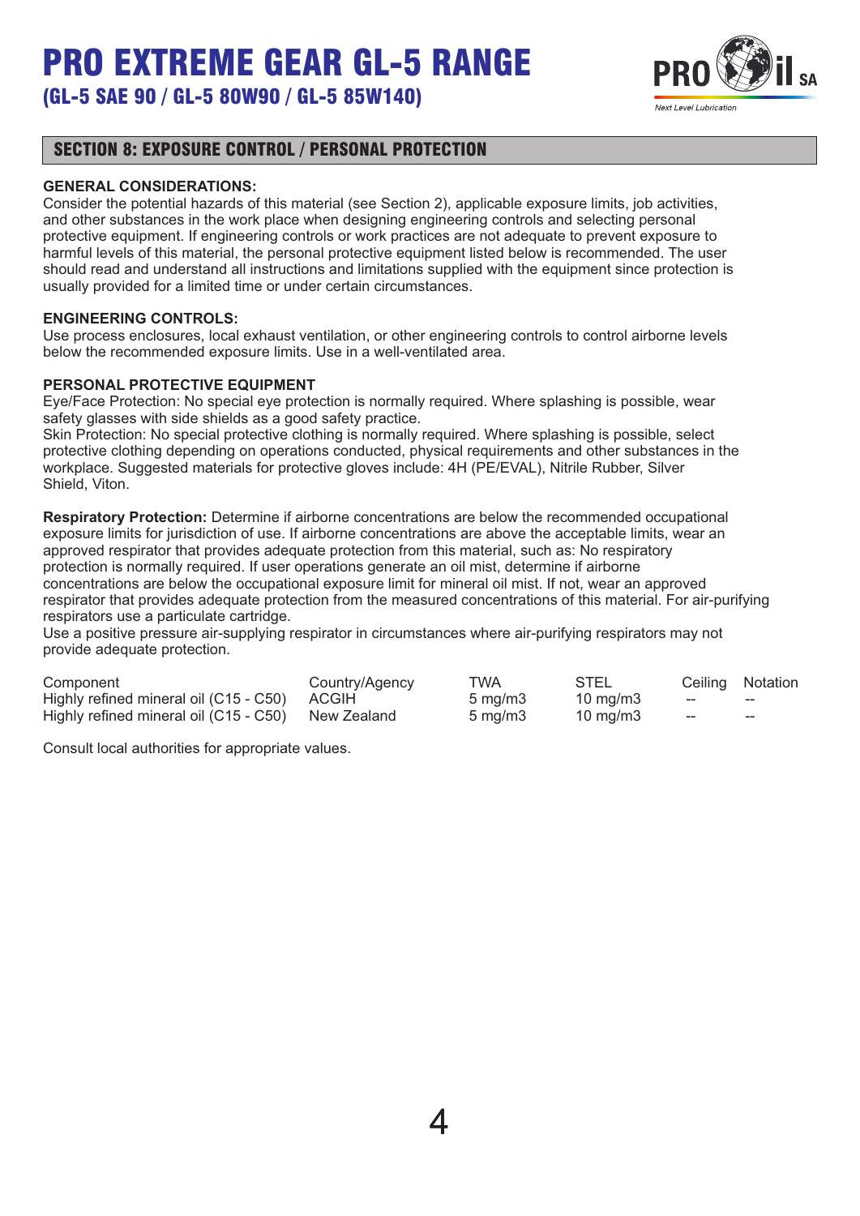# PRO EXTREME GEAR GL-5 RANGE

## (GL-5 SAE 90 / GL-5 80W90 / GL-5 85W140)

## SECTION 8: EXPOSURE CONTROL / PERSONAL PROTECTION

**GENERAL CONSIDERATIONS:**

Consider the potential hazards of this material (see Section 2), applicable exposure limits, job activities, and other substances in the work place when designing engineering controls and selecting personal protective equipment. If engineering controls or work practices are not adequate to prevent exposure to harmful levels of this material, the personal protective equipment listed below is recommended. The user should read and understand all instructions and limitations supplied with the equipment since protection is usually provided for a limited time or under certain circumstances.

**ENGINEERING CONTROLS:**

Use process enclosures, local exhaust ventilation, or other engineering controls to control airborne levels below the recommended exposure limits. Use in a well-ventilated area.

**PERSONAL PROTECTIVE EQUIPMENT**

Eye/Face Protection: No special eye protection is normally required. Where splashing is possible, wear safety glasses with side shields as a good safety practice.

Skin Protection: No special protective clothing is normally required. Where splashing is possible, select protective clothing depending on operations conducted, physical requirements and other substances in the workplace. Suggested materials for protective gloves include: 4H (PE/EVAL), Nitrile Rubber, Silver Shield, Viton.

**Respiratory Protection:** Determine if airborne concentrations are below the recommended occupational exposure limits for jurisdiction of use. If airborne concentrations are above the acceptable limits, wear an approved respirator that provides adequate protection from this material, such as: No respiratory protection is normally required. If user operations generate an oil mist, determine if airborne concentrations are below the occupational exposure limit for mineral oil mist. If not, wear an approved respirator that provides adequate protection from the measured concentrations of this material. For air-purifying respirators use a particulate cartridge.

Use a positive pressure air-supplying respirator in circumstances where air-purifying respirators may not provide adequate protection.

| Component | Country/Agency | TWA | STEL | Ceiling | Notation |
|---|---|---|---|---|---|
| Highly refined mineral oil (C15 - C50) | ACGIH | 5 mg/m3 | 10 mg/m3 | -- | -- |
| Highly refined mineral oil (C15 - C50) | New Zealand | 5 mg/m3 | 10 mg/m3 | -- | -- |

Consult local authorities for appropriate values.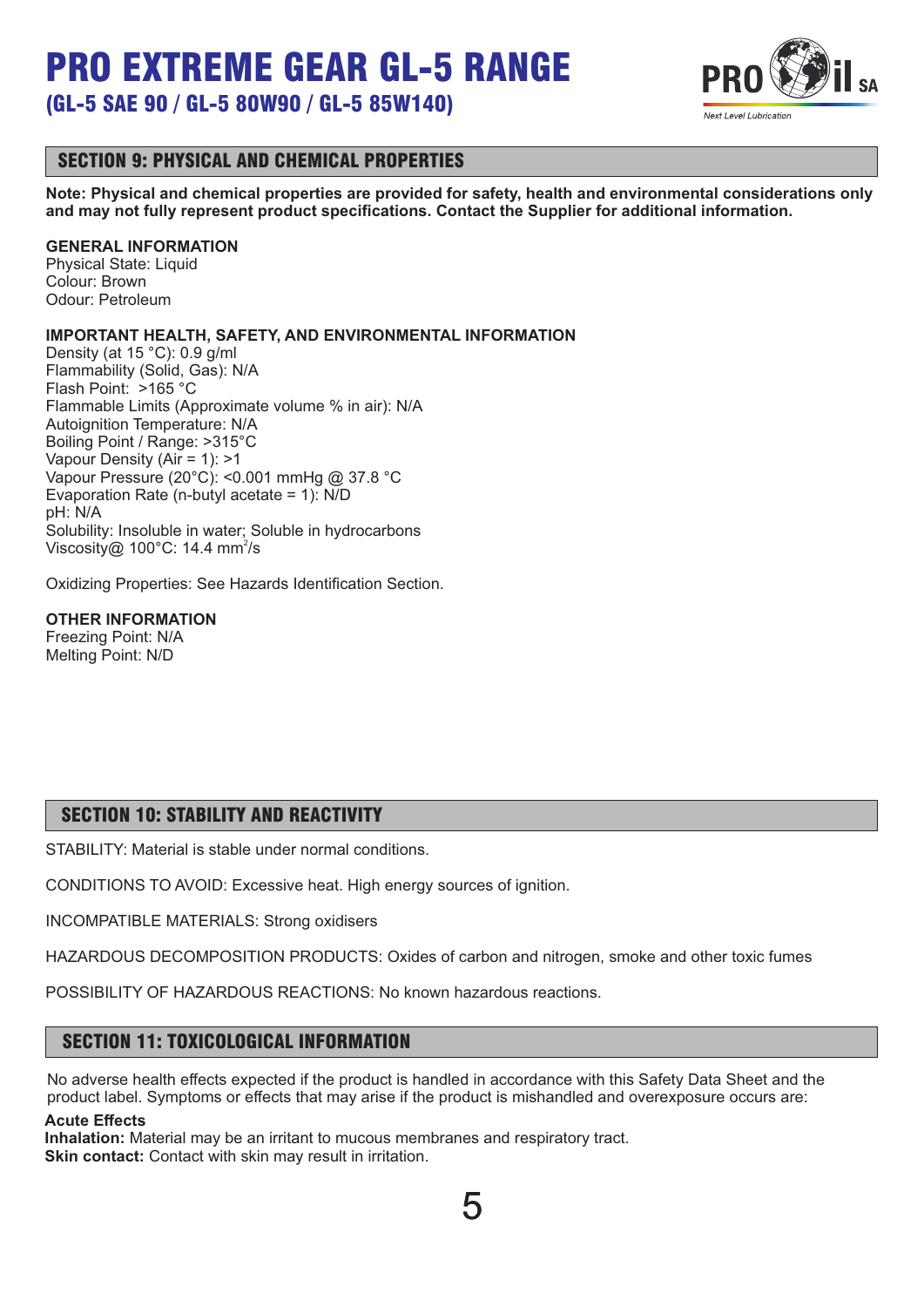## SECTION 9: PHYSICAL AND CHEMICAL PROPERTIES

**Note: Physical and chemical properties are provided for safety, health and environmental considerations only and may not fully represent product specifications. Contact the Supplier for additional information.**

**GENERAL INFORMATION**
Physical State: Liquid
Colour: Brown
Odour: Petroleum

**IMPORTANT HEALTH, SAFETY, AND ENVIRONMENTAL INFORMATION**
Density (at 15 °C): 0.9 g/ml
Flammability (Solid, Gas): N/A
Flash Point: >165 °C
Flammable Limits (Approximate volume % in air): N/A
Autoignition Temperature: N/A
Boiling Point / Range: >315°C
Vapour Density (Air = 1): >1
Vapour Pressure (20°C): <0.001 mmHg @ 37.8 °C
Evaporation Rate (n-butyl acetate = 1): N/D
pH: N/A
Solubility: Insoluble in water; Soluble in hydrocarbons
Viscosity@ 100°C: 14.4 $mm^2/s$

Oxidizing Properties: See Hazards Identification Section.

**OTHER INFORMATION**
Freezing Point: N/A
Melting Point: N/D

## SECTION 10: STABILITY AND REACTIVITY

STABILITY: Material is stable under normal conditions.

CONDITIONS TO AVOID: Excessive heat. High energy sources of ignition.

INCOMPATIBLE MATERIALS: Strong oxidisers

HAZARDOUS DECOMPOSITION PRODUCTS: Oxides of carbon and nitrogen, smoke and other toxic fumes

POSSIBILITY OF HAZARDOUS REACTIONS: No known hazardous reactions.

## SECTION 11: TOXICOLOGICAL INFORMATION

No adverse health effects expected if the product is handled in accordance with this Safety Data Sheet and the product label. Symptoms or effects that may arise if the product is mishandled and overexposure occurs are:

**Acute Effects**
**Inhalation:** Material may be an irritant to mucous membranes and respiratory tract.
**Skin contact:** Contact with skin may result in irritation.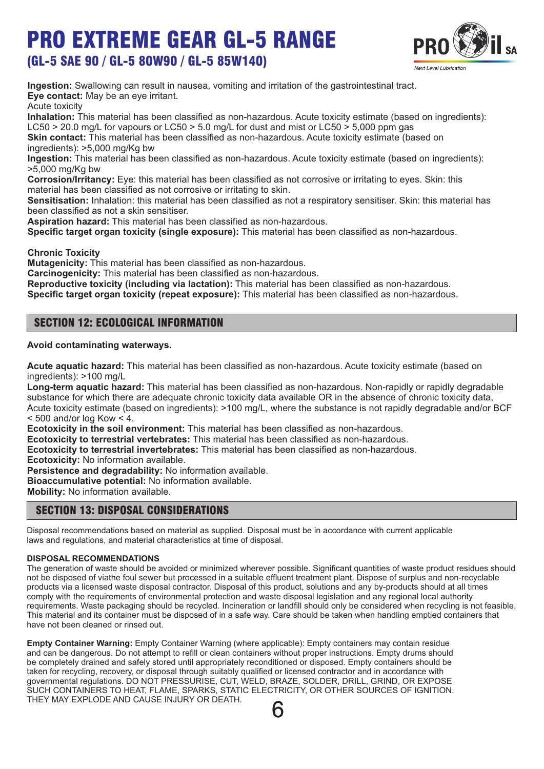Ingestion: Swallowing can result in nausea, vomiting and irritation of the gastrointestinal tract.
**Eye contact:** May be an eye irritant.
Acute toxicity
**Inhalation:** This material has been classified as non-hazardous. Acute toxicity estimate (based on ingredients): LC50 > 20.0 mg/L for vapours or LC50 > 5.0 mg/L for dust and mist or LC50 > 5,000 ppm gas
**Skin contact:** This material has been classified as non-hazardous. Acute toxicity estimate (based on ingredients): >5,000 mg/Kg bw
**Ingestion:** This material has been classified as non-hazardous. Acute toxicity estimate (based on ingredients): >5,000 mg/Kg bw
**Corrosion/Irritancy:** Eye: this material has been classified as not corrosive or irritating to eyes. Skin: this material has been classified as not corrosive or irritating to skin.
**Sensitisation:** Inhalation: this material has been classified as not a respiratory sensitiser. Skin: this material has been classified as not a skin sensitiser.
**Aspiration hazard:** This material has been classified as non-hazardous.
**Specific target organ toxicity (single exposure):** This material has been classified as non-hazardous.

**Chronic Toxicity**
**Mutagenicity:** This material has been classified as non-hazardous.
**Carcinogenicity:** This material has been classified as non-hazardous.
**Reproductive toxicity (including via lactation):** This material has been classified as non-hazardous.
**Specific target organ toxicity (repeat exposure):** This material has been classified as non-hazardous.

## SECTION 12: ECOLOGICAL INFORMATION

**Avoid contaminating waterways.**

**Acute aquatic hazard:** This material has been classified as non-hazardous. Acute toxicity estimate (based on ingredients): >100 mg/L
**Long-term aquatic hazard:** This material has been classified as non-hazardous. Non-rapidly or rapidly degradable substance for which there are adequate chronic toxicity data available OR in the absence of chronic toxicity data, Acute toxicity estimate (based on ingredients): >100 mg/L, where the substance is not rapidly degradable and/or BCF < 500 and/or log Kow < 4.
**Ecotoxicity in the soil environment:** This material has been classified as non-hazardous.
**Ecotoxicity to terrestrial vertebrates:** This material has been classified as non-hazardous.
**Ecotoxicity to terrestrial invertebrates:** This material has been classified as non-hazardous.
**Ecotoxicity:** No information available.
**Persistence and degradability:** No information available.
**Bioaccumulative potential:** No information available.
**Mobility:** No information available.

## SECTION 13: DISPOSAL CONSIDERATIONS

Disposal recommendations based on material as supplied. Disposal must be in accordance with current applicable laws and regulations, and material characteristics at time of disposal.

**DISPOSAL RECOMMENDATIONS**
The generation of waste should be avoided or minimized wherever possible. Significant quantities of waste product residues should not be disposed of viathe foul sewer but processed in a suitable effluent treatment plant. Dispose of surplus and non-recyclable products via a licensed waste disposal contractor. Disposal of this product, solutions and any by-products should at all times comply with the requirements of environmental protection and waste disposal legislation and any regional local authority requirements. Waste packaging should be recycled. Incineration or landfill should only be considered when recycling is not feasible. This material and its container must be disposed of in a safe way. Care should be taken when handling emptied containers that have not been cleaned or rinsed out.

**Empty Container Warning:** Empty Container Warning (where applicable): Empty containers may contain residue and can be dangerous. Do not attempt to refill or clean containers without proper instructions. Empty drums should be completely drained and safely stored until appropriately reconditioned or disposed. Empty containers should be taken for recycling, recovery, or disposal through suitably qualified or licensed contractor and in accordance with governmental regulations. DO NOT PRESSURISE, CUT, WELD, BRAZE, SOLDER, DRILL, GRIND, OR EXPOSE SUCH CONTAINERS TO HEAT, FLAME, SPARKS, STATIC ELECTRICITY, OR OTHER SOURCES OF IGNITION. THEY MAY EXPLODE AND CAUSE INJURY OR DEATH.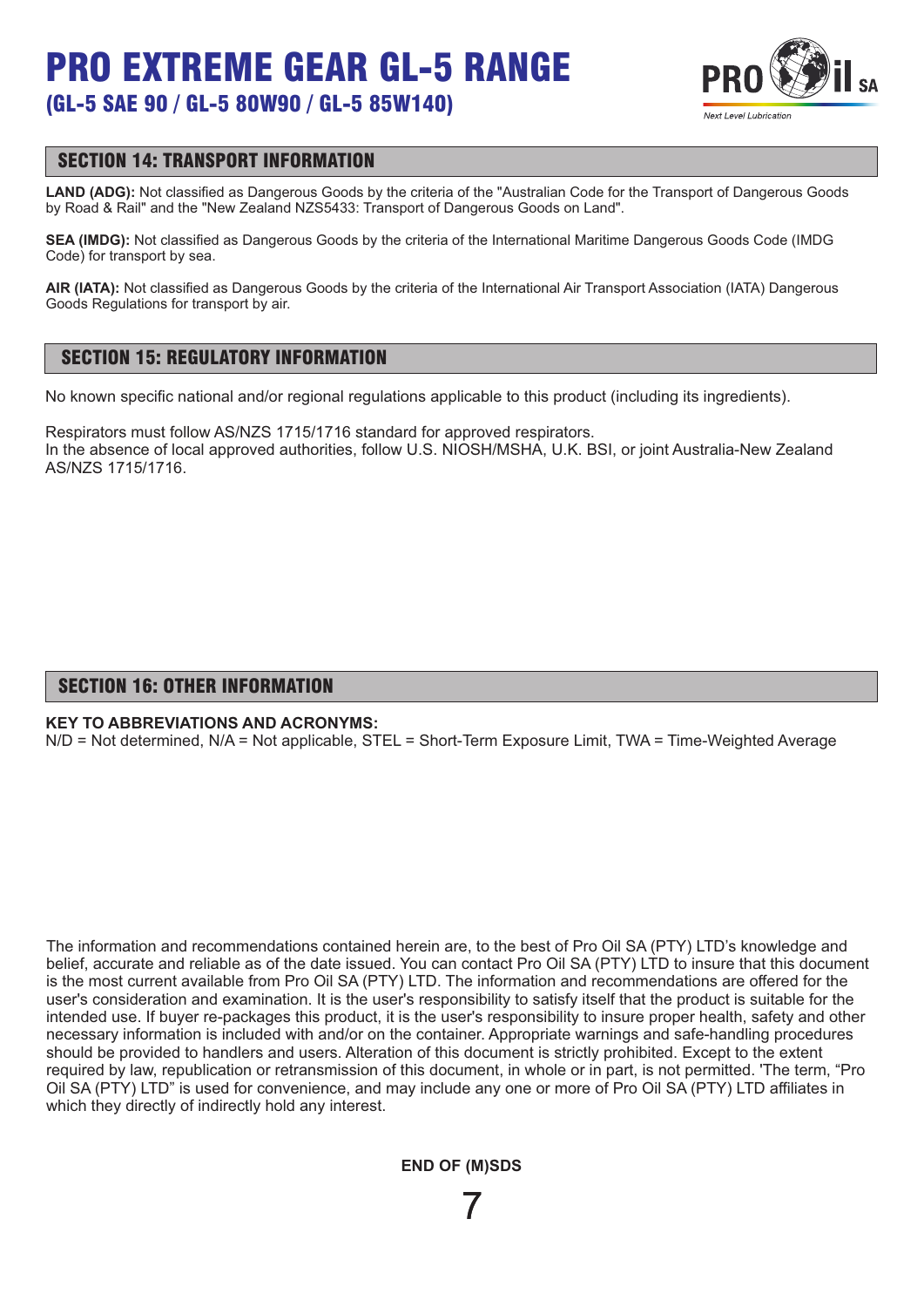# PRO EXTREME GEAR GL-5 RANGE

## (GL-5 SAE 90 / GL-5 80W90 / GL-5 85W140)

PRO Oil SA
*Next Level Lubrication*

## SECTION 14: TRANSPORT INFORMATION

**LAND (ADG):** Not classified as Dangerous Goods by the criteria of the "Australian Code for the Transport of Dangerous Goods by Road & Rail" and the "New Zealand NZS5433: Transport of Dangerous Goods on Land".

**SEA (IMDG):** Not classified as Dangerous Goods by the criteria of the International Maritime Dangerous Goods Code (IMDG Code) for transport by sea.

**AIR (IATA):** Not classified as Dangerous Goods by the criteria of the International Air Transport Association (IATA) Dangerous Goods Regulations for transport by air.

## SECTION 15: REGULATORY INFORMATION

No known specific national and/or regional regulations applicable to this product (including its ingredients).

Respirators must follow AS/NZS 1715/1716 standard for approved respirators.
In the absence of local approved authorities, follow U.S. NIOSH/MSHA, U.K. BSI, or joint Australia-New Zealand AS/NZS 1715/1716.

## SECTION 16: OTHER INFORMATION

**KEY TO ABBREVIATIONS AND ACRONYMS:**
N/D = Not determined, N/A = Not applicable, STEL = Short-Term Exposure Limit, TWA = Time-Weighted Average

The information and recommendations contained herein are, to the best of Pro Oil SA (PTY) LTD's knowledge and belief, accurate and reliable as of the date issued. You can contact Pro Oil SA (PTY) LTD to insure that this document is the most current available from Pro Oil SA (PTY) LTD. The information and recommendations are offered for the user's consideration and examination. It is the user's responsibility to satisfy itself that the product is suitable for the intended use. If buyer re-packages this product, it is the user's responsibility to insure proper health, safety and other necessary information is included with and/or on the container. Appropriate warnings and safe-handling procedures should be provided to handlers and users. Alteration of this document is strictly prohibited. Except to the extent required by law, republication or retransmission of this document, in whole or in part, is not permitted. 'The term, "Pro Oil SA (PTY) LTD" is used for convenience, and may include any one or more of Pro Oil SA (PTY) LTD affiliates in which they directly of indirectly hold any interest.

**END OF (M)SDS**